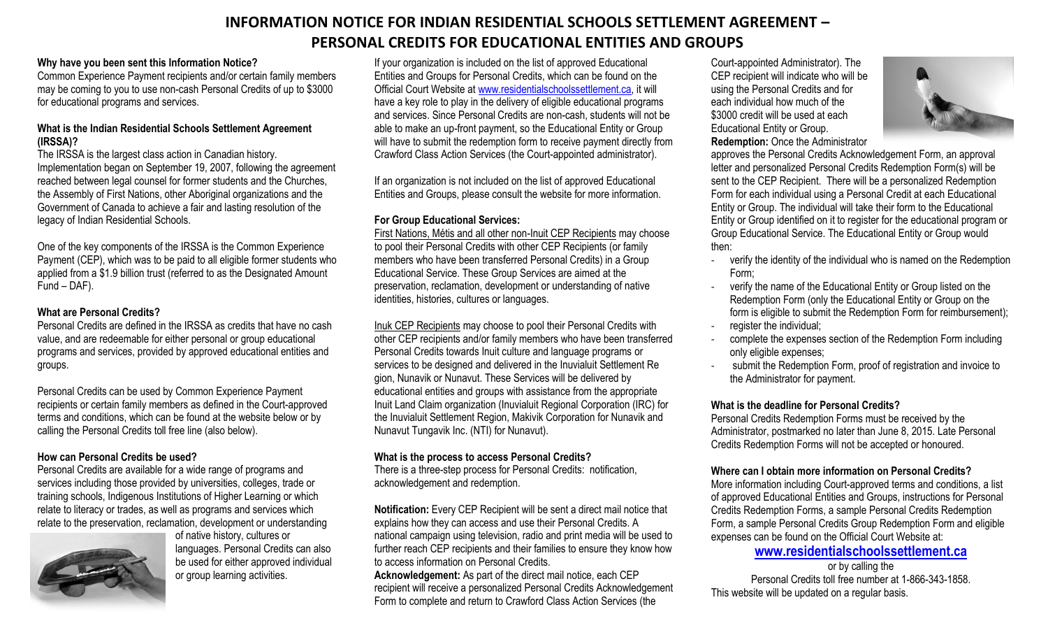# INFORMATION NOTICE FOR INDIAN RESIDENTIAL SCHOOLS SETTLEMENT AGREEMENT – PERSONAL CREDITS FOR EDUCATIONAL ENTITIES AND GROUPS

**Why have you been sent this Information Notice?**

Common Experience Payment recipients and/or certain family members may be coming to you to use non-cash Personal Credits of up to $3000 for educational programs and services.

**What is the Indian Residential Schools Settlement Agreement (IRSSA)?**

The IRSSA is the largest class action in Canadian history. Implementation began on September 19, 2007, following the agreement reached between legal counsel for former students and the Churches, the Assembly of First Nations, other Aboriginal organizations and the Government of Canada to achieve a fair and lasting resolution of the legacy of Indian Residential Schools.

One of the key components of the IRSSA is the Common Experience Payment (CEP), which was to be paid to all eligible former students who applied from a $1.9 billion trust (referred to as the Designated Amount Fund – DAF).

**What are Personal Credits?**

Personal Credits are defined in the IRSSA as credits that have no cash value, and are redeemable for either personal or group educational programs and services, provided by approved educational entities and groups.

Personal Credits can be used by Common Experience Payment recipients or certain family members as defined in the Court-approved terms and conditions, which can be found at the website below or by calling the Personal Credits toll free line (also below).

**How can Personal Credits be used?**

Personal Credits are available for a wide range of programs and services including those provided by universities, colleges, trade or training schools, Indigenous Institutions of Higher Learning or which relate to literacy or trades, as well as programs and services which relate to the preservation, reclamation, development or understanding of native history, cultures or languages. Personal Credits can also be used for either approved individual or group learning activities.

If your organization is included on the list of approved Educational Entities and Groups for Personal Credits, which can be found on the Official Court Website at www.residentialschoolssettlement.ca, it will have a key role to play in the delivery of eligible educational programs and services. Since Personal Credits are non-cash, students will not be able to make an up-front payment, so the Educational Entity or Group will have to submit the redemption form to receive payment directly from Crawford Class Action Services (the Court-appointed administrator).

If an organization is not included on the list of approved Educational Entities and Groups, please consult the website for more information.

**For Group Educational Services:**

First Nations, Métis and all other non-Inuit CEP Recipients may choose to pool their Personal Credits with other CEP Recipients (or family members who have been transferred Personal Credits) in a Group Educational Service. These Group Services are aimed at the preservation, reclamation, development or understanding of native identities, histories, cultures or languages.

Inuk CEP Recipients may choose to pool their Personal Credits with other CEP recipients and/or family members who have been transferred Personal Credits towards Inuit culture and language programs or services to be designed and delivered in the Inuvialuit Settlement Re gion, Nunavik or Nunavut. These Services will be delivered by educational entities and groups with assistance from the appropriate Inuit Land Claim organization (Inuvialuit Regional Corporation (IRC) for the Inuvialuit Settlement Region, Makivik Corporation for Nunavik and Nunavut Tungavik Inc. (NTI) for Nunavut).

**What is the process to access Personal Credits?**

There is a three-step process for Personal Credits: notification, acknowledgement and redemption.

**Notification:** Every CEP Recipient will be sent a direct mail notice that explains how they can access and use their Personal Credits. A national campaign using television, radio and print media will be used to further reach CEP recipients and their families to ensure they know how to access information on Personal Credits.

**Acknowledgement:** As part of the direct mail notice, each CEP recipient will receive a personalized Personal Credits Acknowledgement Form to complete and return to Crawford Class Action Services (the Court-appointed Administrator). The CEP recipient will indicate who will be using the Personal Credits and for each individual how much of the $3000 credit will be used at each Educational Entity or Group.

**Redemption:** Once the Administrator approves the Personal Credits Acknowledgement Form, an approval letter and personalized Personal Credits Redemption Form(s) will be sent to the CEP Recipient. There will be a personalized Redemption Form for each individual using a Personal Credit at each Educational Entity or Group. The individual will take their form to the Educational Entity or Group identified on it to register for the educational program or Group Educational Service. The Educational Entity or Group would then:

- verify the identity of the individual who is named on the Redemption Form;
- verify the name of the Educational Entity or Group listed on the Redemption Form (only the Educational Entity or Group on the form is eligible to submit the Redemption Form for reimbursement);
- register the individual;
- complete the expenses section of the Redemption Form including only eligible expenses;
- submit the Redemption Form, proof of registration and invoice to the Administrator for payment.

**What is the deadline for Personal Credits?**

Personal Credits Redemption Forms must be received by the Administrator, postmarked no later than June 8, 2015. Late Personal Credits Redemption Forms will not be accepted or honoured.

**Where can I obtain more information on Personal Credits?**

More information including Court-approved terms and conditions, a list of approved Educational Entities and Groups, instructions for Personal Credits Redemption Forms, a sample Personal Credits Redemption Form, a sample Personal Credits Group Redemption Form and eligible expenses can be found on the Official Court Website at:

**www.residentialschoolssettlement.ca**

or by calling the Personal Credits toll free number at 1-866-343-1858.

This website will be updated on a regular basis.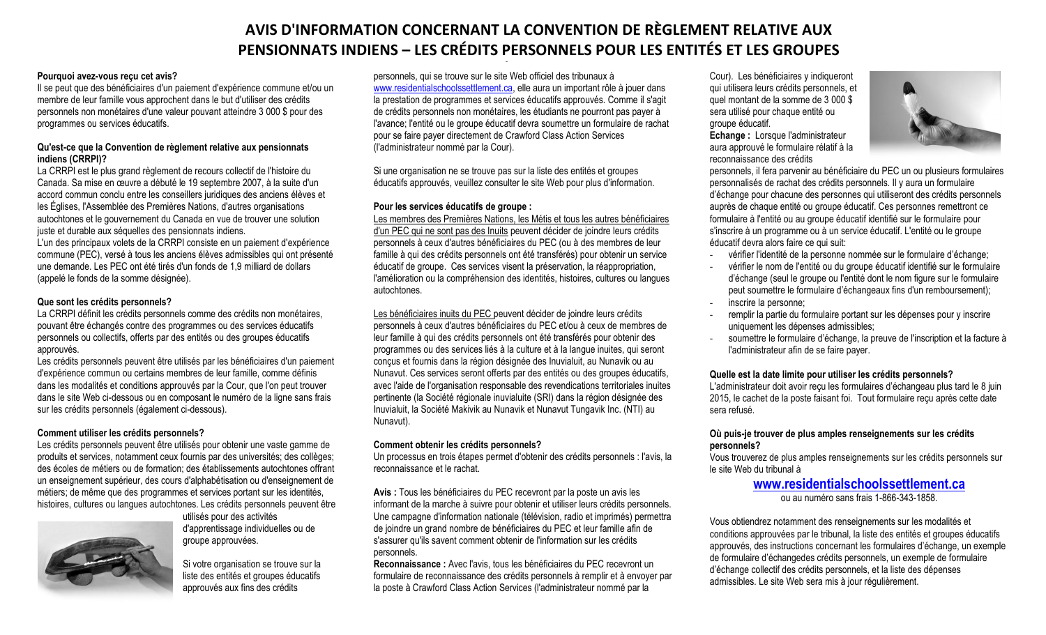# AVIS D'INFORMATION CONCERNANT LA CONVENTION DE RÈGLEMENT RELATIVE AUX PENSIONNATS INDIENS – LES CRÉDITS PERSONNELS POUR LES ENTITÉS ET LES GROUPES

**Pourquoi avez-vous reçu cet avis?**

Il se peut que des bénéficiaires d'un paiement d'expérience commune et/ou un membre de leur famille vous approchent dans le but d'utiliser des crédits personnels non monétaires d'une valeur pouvant atteindre 3 000 $ pour des programmes ou services éducatifs.

**Qu'est-ce que la Convention de règlement relative aux pensionnats indiens (CRRPI)?**

La CRRPI est le plus grand règlement de recours collectif de l'histoire du Canada. Sa mise en œuvre a débuté le 19 septembre 2007, à la suite d'un accord commun conclu entre les conseillers juridiques des anciens élèves et les Églises, l'Assemblée des Premières Nations, d'autres organisations autochtones et le gouvernement du Canada en vue de trouver une solution juste et durable aux séquelles des pensionnats indiens.

L'un des principaux volets de la CRRPI consiste en un paiement d'expérience commune (PEC), versé à tous les anciens élèves admissibles qui ont présenté une demande. Les PEC ont été tirés d'un fonds de 1,9 milliard de dollars (appelé le fonds de la somme désignée).

**Que sont les crédits personnels?**

La CRRPI définit les crédits personnels comme des crédits non monétaires, pouvant être échangés contre des programmes ou des services éducatifs personnels ou collectifs, offerts par des entités ou des groupes éducatifs approuvés.

Les crédits personnels peuvent être utilisés par les bénéficiaires d'un paiement d'expérience commun ou certains membres de leur famille, comme définis dans les modalités et conditions approuvés par la Cour, que l'on peut trouver dans le site Web ci-dessous ou en composant le numéro de la ligne sans frais sur les crédits personnels (également ci-dessous).

**Comment utiliser les crédits personnels?**

Les crédits personnels peuvent être utilisés pour obtenir une vaste gamme de produits et services, notamment ceux fournis par des universités; des collèges; des écoles de métiers ou de formation; des établissements autochtones offrant un enseignement supérieur, des cours d'alphabétisation ou d'enseignement de métiers; de même que des programmes et services portant sur les identités, histoires, cultures ou langues autochtones. Les crédits personnels peuvent être utilisés pour des activités d'apprentissage individuelles ou de groupe approuvées.

Si votre organisation se trouve sur la liste des entités et groupes éducatifs approuvés aux fins des crédits personnels, qui se trouve sur le site Web officiel des tribunaux à www.residentialschoolssettlement.ca, elle aura un important rôle à jouer dans la prestation de programmes et services éducatifs approuvés. Comme il s'agit de crédits personnels non monétaires, les étudiants ne pourront pas payer à l'avance; l'entité ou le groupe éducatif devra soumettre un formulaire de rachat pour se faire payer directement de Crawford Class Action Services (l'administrateur nommé par la Cour).

Si une organisation ne se trouve pas sur la liste des entités et groupes éducatifs approuvés, veuillez consulter le site Web pour plus d'information.

**Pour les services éducatifs de groupe :**

Les membres des Premières Nations, les Métis et tous les autres bénéficiaires d'un PEC qui ne sont pas des Inuits peuvent décider de joindre leurs crédits personnels à ceux d'autres bénéficiaires du PEC (ou à des membres de leur famille à qui des crédits personnels ont été transférés) pour obtenir un service éducatif de groupe. Ces services visent la préservation, la réappropriation, l'amélioration ou la compréhension des identités, histoires, cultures ou langues autochtones.

Les bénéficiaires inuits du PEC peuvent décider de joindre leurs crédits personnels à ceux d'autres bénéficiaires du PEC et/ou à ceux de membres de leur famille à qui des crédits personnels ont été transférés pour obtenir des programmes ou des services liés à la culture et à la langue inuites, qui seront conçus et fournis dans la région désignée des Inuvialuit, au Nunavik ou au Nunavut. Ces services seront offerts par des entités ou des groupes éducatifs, avec l'aide de l'organisation responsable des revendications territoriales inuites pertinente (la Société régionale inuvialuite (SRI) dans la région désignée des Inuvialuit, la Société Makivik au Nunavik et Nunavut Tungavik Inc. (NTI) au Nunavut).

**Comment obtenir les crédits personnels?**

Un processus en trois étapes permet d'obtenir des crédits personnels : l'avis, la reconnaissance et le rachat.

**Avis :** Tous les bénéficiaires du PEC recevront par la poste un avis les informant de la marche à suivre pour obtenir et utiliser leurs crédits personnels. Une campagne d'information nationale (télévision, radio et imprimés) permettra de joindre un grand nombre de bénéficiaires du PEC et leur famille afin de s'assurer qu'ils savent comment obtenir de l'information sur les crédits personnels.

**Reconnaissance :** Avec l'avis, tous les bénéficiaires du PEC recevront un formulaire de reconnaissance des crédits personnels à remplir et à envoyer par la poste à Crawford Class Action Services (l'administrateur nommé par la Cour). Les bénéficiaires y indiqueront qui utilisera leurs crédits personnels, et quel montant de la somme de 3 000 $ sera utilisé pour chaque entité ou groupe éducatif.

**Echange :** Lorsque l'administrateur aura approuvé le formulaire rélatif à la reconnaissance des crédits personnels, il fera parvenir au bénéficiaire du PEC un ou plusieurs formulaires personnalisés de rachat des crédits personnels. Il y aura un formulaire d'échange pour chacune des personnes qui utiliseront des crédits personnels auprès de chaque entité ou groupe éducatif. Ces personnes remettront ce formulaire à l'entité ou au groupe éducatif identifié sur le formulaire pour s'inscrire à un programme ou à un service éducatif. L'entité ou le groupe éducatif devra alors faire ce qui suit:

- vérifier l'identité de la personne nommée sur le formulaire d'échange;
- vérifier le nom de l'entité ou du groupe éducatif identifié sur le formulaire d'échange (seul le groupe ou l'entité dont le nom figure sur le formulaire peut soumettre le formulaire d'échangeaux fins d'un remboursement);
- inscrire la personne;
- remplir la partie du formulaire portant sur les dépenses pour y inscrire uniquement les dépenses admissibles;
- soumettre le formulaire d'échange, la preuve de l'inscription et la facture à l'administrateur afin de se faire payer.

**Quelle est la date limite pour utiliser les crédits personnels?**

L'administrateur doit avoir reçu les formulaires d'échangeau plus tard le 8 juin 2015, le cachet de la poste faisant foi. Tout formulaire reçu après cette date sera refusé.

**Où puis-je trouver de plus amples renseignements sur les crédits personnels?**

Vous trouverez de plus amples renseignements sur les crédits personnels sur le site Web du tribunal à

**www.residentialschoolssettlement.ca**

ou au numéro sans frais 1-866-343-1858.

Vous obtiendrez notamment des renseignements sur les modalités et conditions approuvées par le tribunal, la liste des entités et groupes éducatifs approuvés, des instructions concernant les formulaires d'échange, un exemple de formulaire d'échangedes crédits personnels, un exemple de formulaire d'échange collectif des crédits personnels, et la liste des dépenses admissibles. Le site Web sera mis à jour régulièrement.